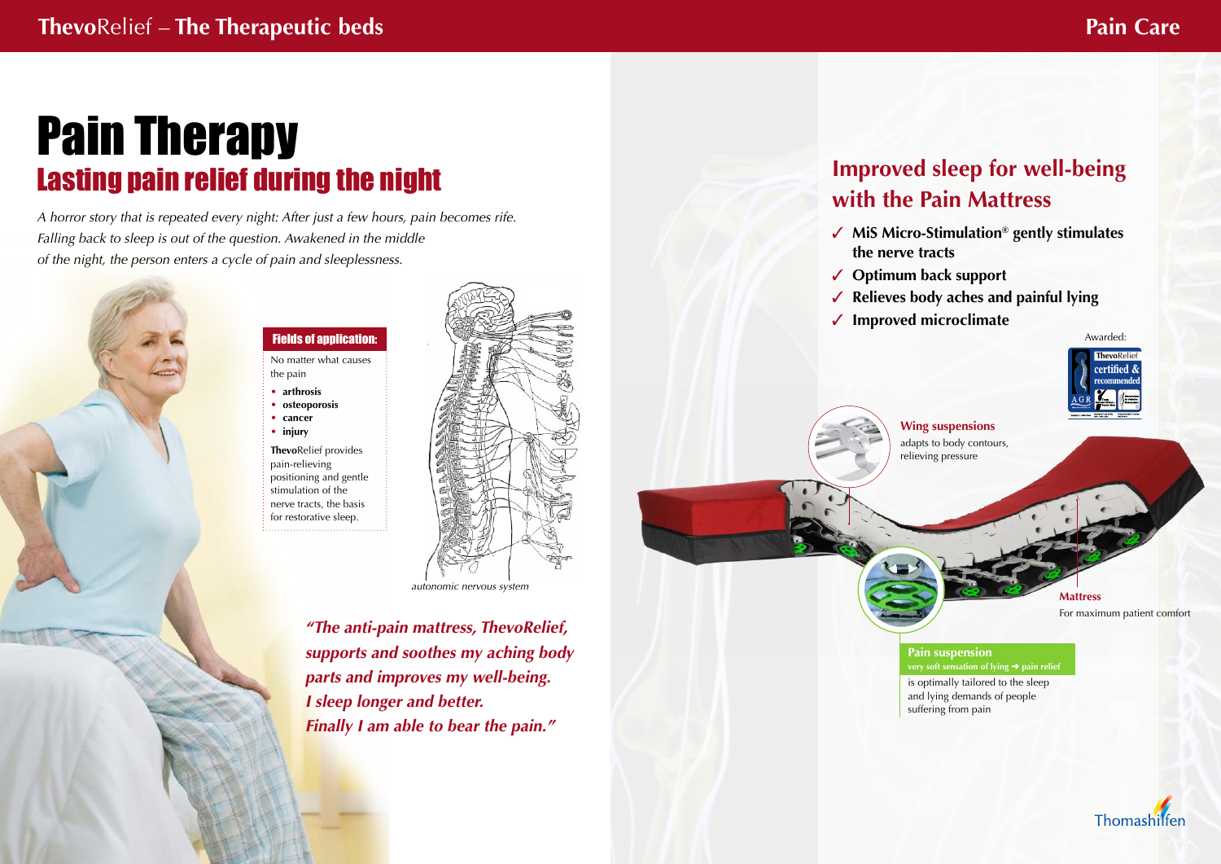# Pain Therapy

## Lasting pain relief during the night

*A horror story that is repeated every night: After just a few hours, pain becomes rife. Falling back to sleep is out of the question. Awakened in the middle of the night, the person enters a cycle of pain and sleeplessness.*

### Fields of application:

No matter what causes the pain

- **arthrosis**
- **osteoporosis**
- **cancer**
- **injury**

**Thevo**Relief provides pain-relieving positioning and gentle stimulation of the nerve tracts, the basis for restorative sleep.

*autonomic nervous system*

***"The anti-pain mattress, ThevoRelief, supports and soothes my aching body parts and improves my well-being. I sleep longer and better. Finally I am able to bear the pain."***

## Improved sleep for well-being with the Pain Mattress

- ✓ **MiS Micro-Stimulation® gently stimulates the nerve tracts**
- ✓ **Optimum back support**
- ✓ **Relieves body aches and painful lying**
- ✓ **Improved microclimate**

Awarded:

ThevoRelief certified & recommended

**Wing suspensions**
adapts to body contours, relieving pressure

**Mattress**
For maximum patient comfort

**Pain suspension**
**very soft sensation of lying ➜ pain relief**
is optimally tailored to the sleep and lying demands of people suffering from pain

Thomashilfen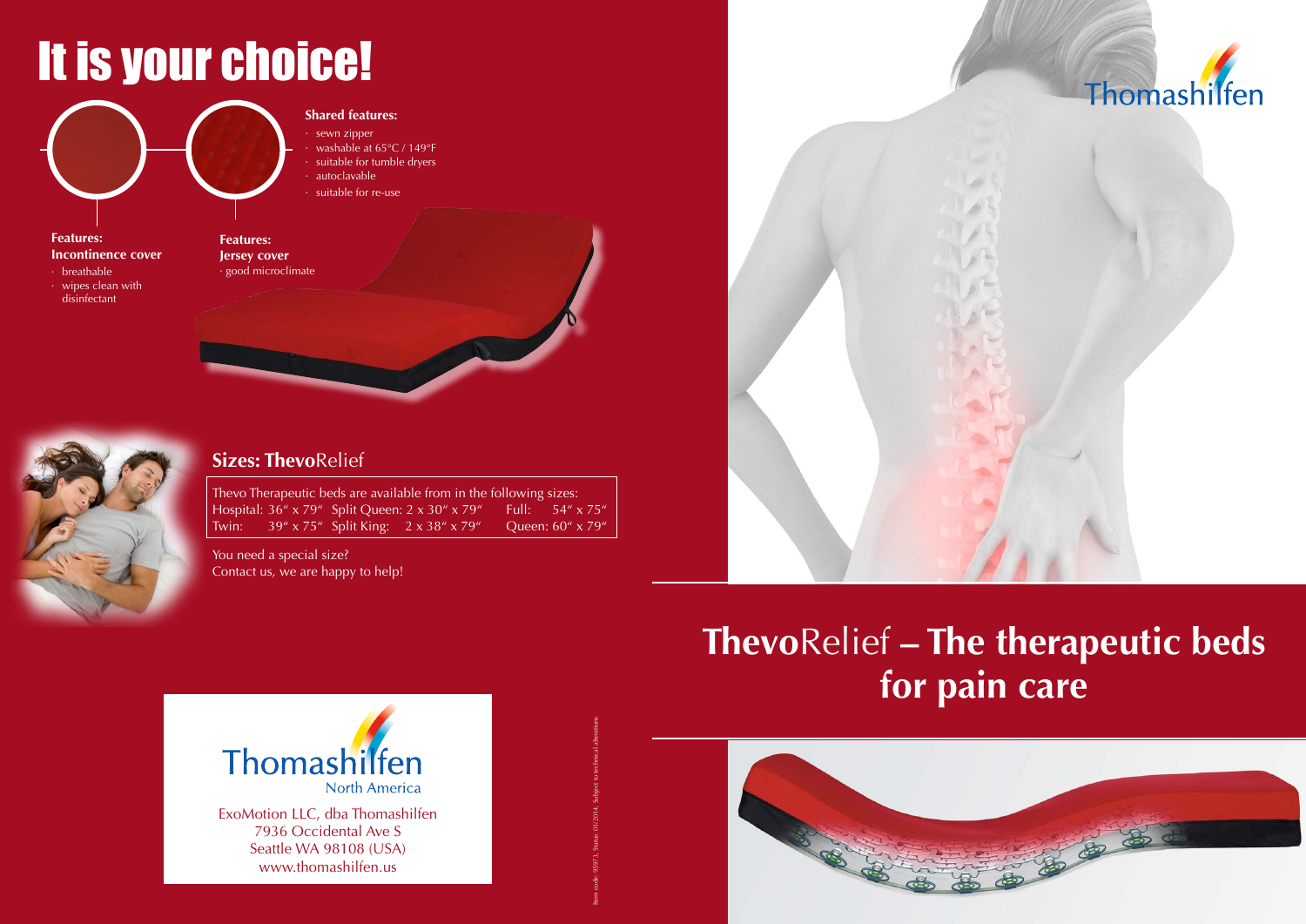# It is your choice!

**Features:**
**Incontinence cover**

- breathable
- wipes clean with disinfectant

**Features:**
**Jersey cover**

- good microclimate

**Shared features:**

- sewn zipper
- washable at 65°C / 149°F
- suitable for tumble dryers
- autoclavable
- suitable for re-use

## Sizes: **Thevo**Relief

Thevo Therapeutic beds are available from in the following sizes:

| | | | | | |
|---|---|---|---|---|---|
| Hospital: | 36″ x 79″ | Split Queen: | 2 x 30″ x 79″ | Full: | 54″ x 75″ |
| Twin: | 39″ x 75″ | Split King: | 2 x 38″ x 79″ | Queen: | 60″ x 79″ |

You need a special size?
Contact us, we are happy to help!

Thomashilfen
North America

ExoMotion LLC, dba Thomashilfen
7936 Occidental Ave S
Seattle WA 98108 (USA)
www.thomashilfen.us

Item code: 95973, Status: 01/2014, Subject to technical alterations

Thomashilfen

# **Thevo**Relief – The therapeutic beds for pain care